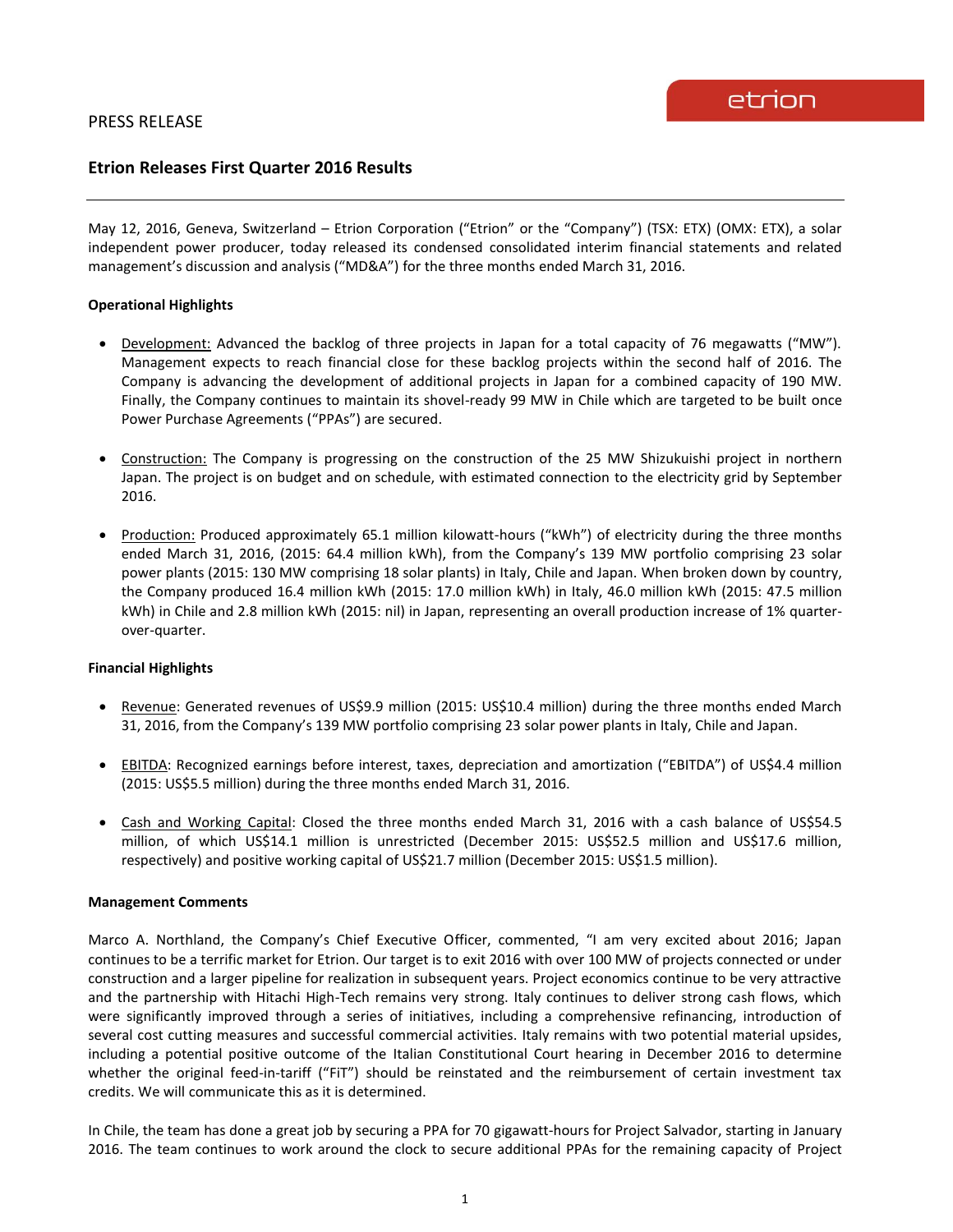PRESS RELEASE

# Etrion Releases First Quarter 2016 Results

May 12, 2016, Geneva, Switzerland – Etrion Corporation ("Etrion" or the "Company") (TSX: ETX) (OMX: ETX), a solar independent power producer, today released its condensed consolidated interim financial statements and related management's discussion and analysis ("MD&A") for the three months ended March 31, 2016.

**Operational Highlights**

- Development: Advanced the backlog of three projects in Japan for a total capacity of 76 megawatts ("MW"). Management expects to reach financial close for these backlog projects within the second half of 2016. The Company is advancing the development of additional projects in Japan for a combined capacity of 190 MW. Finally, the Company continues to maintain its shovel-ready 99 MW in Chile which are targeted to be built once Power Purchase Agreements ("PPAs") are secured.

- Construction: The Company is progressing on the construction of the 25 MW Shizukuishi project in northern Japan. The project is on budget and on schedule, with estimated connection to the electricity grid by September 2016.

- Production: Produced approximately 65.1 million kilowatt-hours ("kWh") of electricity during the three months ended March 31, 2016, (2015: 64.4 million kWh), from the Company's 139 MW portfolio comprising 23 solar power plants (2015: 130 MW comprising 18 solar plants) in Italy, Chile and Japan. When broken down by country, the Company produced 16.4 million kWh (2015: 17.0 million kWh) in Italy, 46.0 million kWh (2015: 47.5 million kWh) in Chile and 2.8 million kWh (2015: nil) in Japan, representing an overall production increase of 1% quarter-over-quarter.

**Financial Highlights**

- Revenue: Generated revenues of US$9.9 million (2015: US$10.4 million) during the three months ended March 31, 2016, from the Company's 139 MW portfolio comprising 23 solar power plants in Italy, Chile and Japan.

- EBITDA: Recognized earnings before interest, taxes, depreciation and amortization ("EBITDA") of US$4.4 million (2015: US$5.5 million) during the three months ended March 31, 2016.

- Cash and Working Capital: Closed the three months ended March 31, 2016 with a cash balance of US$54.5 million, of which US$14.1 million is unrestricted (December 2015: US$52.5 million and US$17.6 million, respectively) and positive working capital of US$21.7 million (December 2015: US$1.5 million).

**Management Comments**

Marco A. Northland, the Company's Chief Executive Officer, commented, "I am very excited about 2016; Japan continues to be a terrific market for Etrion. Our target is to exit 2016 with over 100 MW of projects connected or under construction and a larger pipeline for realization in subsequent years. Project economics continue to be very attractive and the partnership with Hitachi High-Tech remains very strong. Italy continues to deliver strong cash flows, which were significantly improved through a series of initiatives, including a comprehensive refinancing, introduction of several cost cutting measures and successful commercial activities. Italy remains with two potential material upsides, including a potential positive outcome of the Italian Constitutional Court hearing in December 2016 to determine whether the original feed-in-tariff ("FiT") should be reinstated and the reimbursement of certain investment tax credits. We will communicate this as it is determined.

In Chile, the team has done a great job by securing a PPA for 70 gigawatt-hours for Project Salvador, starting in January 2016. The team continues to work around the clock to secure additional PPAs for the remaining capacity of Project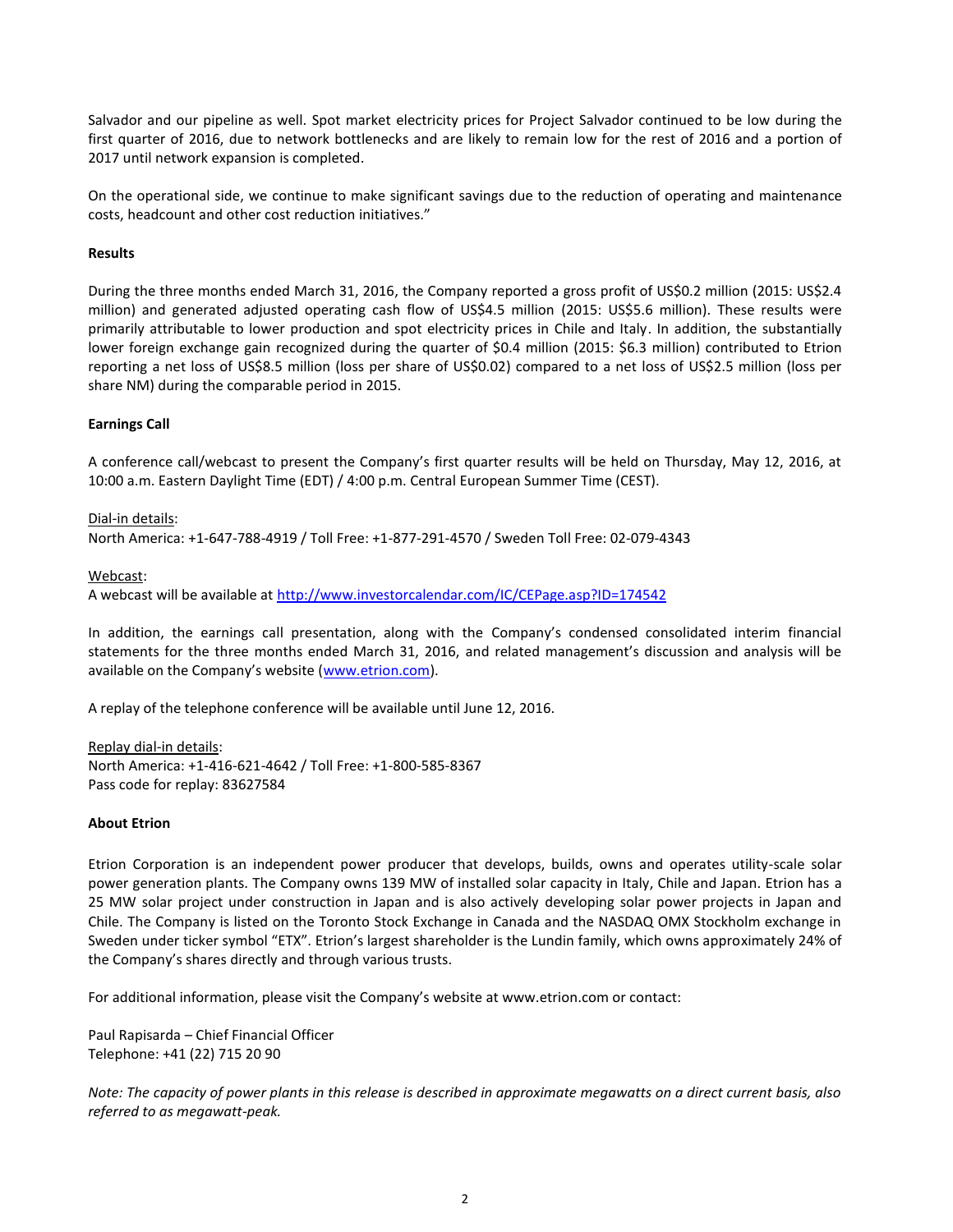Salvador and our pipeline as well. Spot market electricity prices for Project Salvador continued to be low during the first quarter of 2016, due to network bottlenecks and are likely to remain low for the rest of 2016 and a portion of 2017 until network expansion is completed.

On the operational side, we continue to make significant savings due to the reduction of operating and maintenance costs, headcount and other cost reduction initiatives."

**Results**

During the three months ended March 31, 2016, the Company reported a gross profit of US$0.2 million (2015: US$2.4 million) and generated adjusted operating cash flow of US$4.5 million (2015: US$5.6 million). These results were primarily attributable to lower production and spot electricity prices in Chile and Italy. In addition, the substantially lower foreign exchange gain recognized during the quarter of $0.4 million (2015: $6.3 million) contributed to Etrion reporting a net loss of US$8.5 million (loss per share of US$0.02) compared to a net loss of US$2.5 million (loss per share NM) during the comparable period in 2015.

**Earnings Call**

A conference call/webcast to present the Company's first quarter results will be held on Thursday, May 12, 2016, at 10:00 a.m. Eastern Daylight Time (EDT) / 4:00 p.m. Central European Summer Time (CEST).

Dial-in details:
North America: +1-647-788-4919 / Toll Free: +1-877-291-4570 / Sweden Toll Free: 02-079-4343

Webcast:
A webcast will be available at http://www.investorcalendar.com/IC/CEPage.asp?ID=174542

In addition, the earnings call presentation, along with the Company's condensed consolidated interim financial statements for the three months ended March 31, 2016, and related management's discussion and analysis will be available on the Company's website (www.etrion.com).

A replay of the telephone conference will be available until June 12, 2016.

Replay dial-in details:
North America: +1-416-621-4642 / Toll Free: +1-800-585-8367
Pass code for replay: 83627584

**About Etrion**

Etrion Corporation is an independent power producer that develops, builds, owns and operates utility-scale solar power generation plants. The Company owns 139 MW of installed solar capacity in Italy, Chile and Japan. Etrion has a 25 MW solar project under construction in Japan and is also actively developing solar power projects in Japan and Chile. The Company is listed on the Toronto Stock Exchange in Canada and the NASDAQ OMX Stockholm exchange in Sweden under ticker symbol "ETX". Etrion's largest shareholder is the Lundin family, which owns approximately 24% of the Company's shares directly and through various trusts.

For additional information, please visit the Company's website at www.etrion.com or contact:

Paul Rapisarda – Chief Financial Officer
Telephone: +41 (22) 715 20 90

*Note: The capacity of power plants in this release is described in approximate megawatts on a direct current basis, also referred to as megawatt-peak.*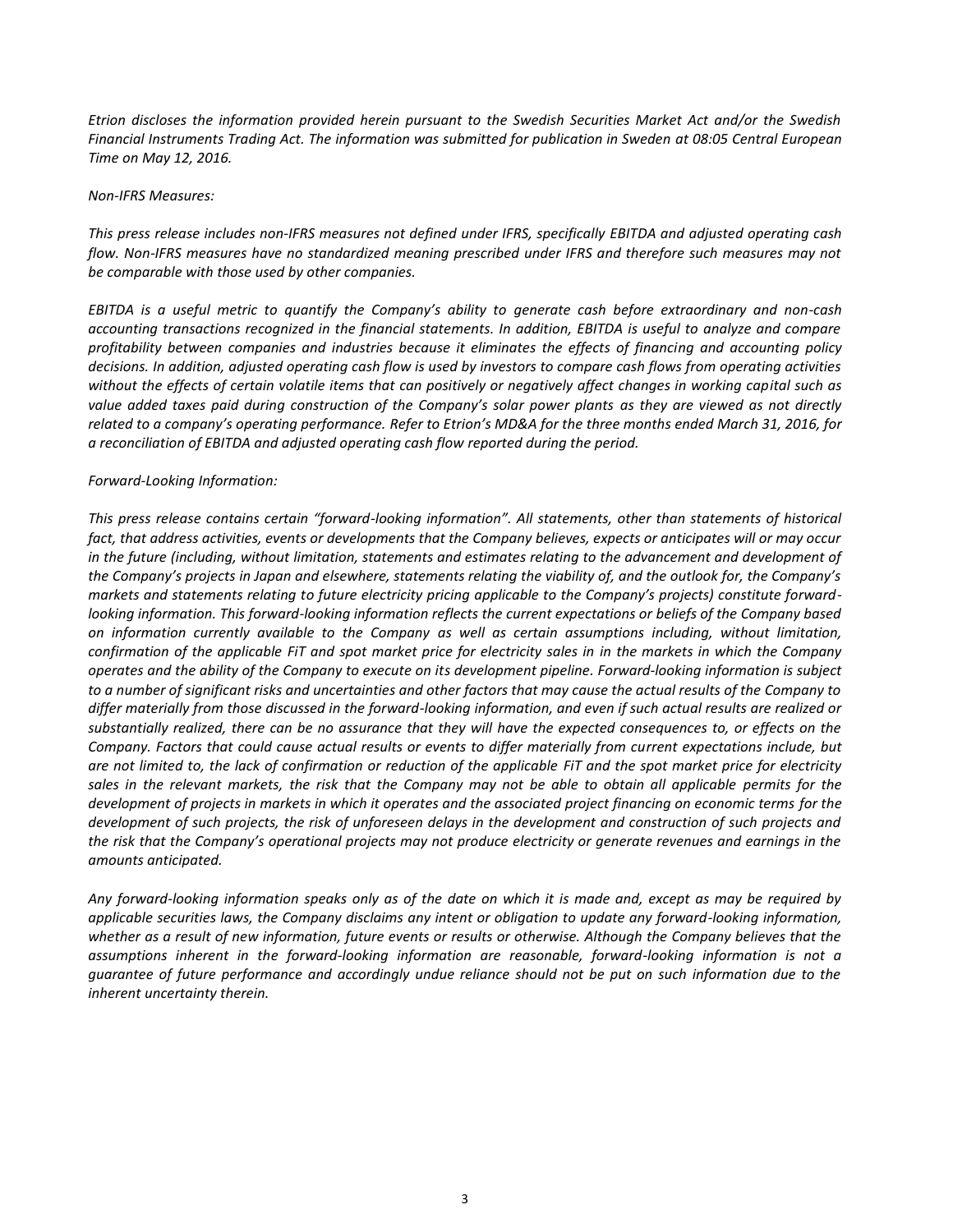*Etrion discloses the information provided herein pursuant to the Swedish Securities Market Act and/or the Swedish Financial Instruments Trading Act. The information was submitted for publication in Sweden at 08:05 Central European Time on May 12, 2016.*

*Non-IFRS Measures:*

*This press release includes non-IFRS measures not defined under IFRS, specifically EBITDA and adjusted operating cash flow. Non-IFRS measures have no standardized meaning prescribed under IFRS and therefore such measures may not be comparable with those used by other companies.*

*EBITDA is a useful metric to quantify the Company's ability to generate cash before extraordinary and non-cash accounting transactions recognized in the financial statements. In addition, EBITDA is useful to analyze and compare profitability between companies and industries because it eliminates the effects of financing and accounting policy decisions. In addition, adjusted operating cash flow is used by investors to compare cash flows from operating activities without the effects of certain volatile items that can positively or negatively affect changes in working capital such as value added taxes paid during construction of the Company's solar power plants as they are viewed as not directly related to a company's operating performance. Refer to Etrion's MD&A for the three months ended March 31, 2016, for a reconciliation of EBITDA and adjusted operating cash flow reported during the period.*

*Forward-Looking Information:*

*This press release contains certain "forward-looking information". All statements, other than statements of historical fact, that address activities, events or developments that the Company believes, expects or anticipates will or may occur in the future (including, without limitation, statements and estimates relating to the advancement and development of the Company's projects in Japan and elsewhere, statements relating the viability of, and the outlook for, the Company's markets and statements relating to future electricity pricing applicable to the Company's projects) constitute forward-looking information. This forward-looking information reflects the current expectations or beliefs of the Company based on information currently available to the Company as well as certain assumptions including, without limitation, confirmation of the applicable FiT and spot market price for electricity sales in the markets in which the Company operates and the ability of the Company to execute on its development pipeline. Forward-looking information is subject to a number of significant risks and uncertainties and other factors that may cause the actual results of the Company to differ materially from those discussed in the forward-looking information, and even if such actual results are realized or substantially realized, there can be no assurance that they will have the expected consequences to, or effects on the Company. Factors that could cause actual results or events to differ materially from current expectations include, but are not limited to, the lack of confirmation or reduction of the applicable FiT and the spot market price for electricity sales in the relevant markets, the risk that the Company may not be able to obtain all applicable permits for the development of projects in markets in which it operates and the associated project financing on economic terms for the development of such projects, the risk of unforeseen delays in the development and construction of such projects and the risk that the Company's operational projects may not produce electricity or generate revenues and earnings in the amounts anticipated.*

*Any forward-looking information speaks only as of the date on which it is made and, except as may be required by applicable securities laws, the Company disclaims any intent or obligation to update any forward-looking information, whether as a result of new information, future events or results or otherwise. Although the Company believes that the assumptions inherent in the forward-looking information are reasonable, forward-looking information is not a guarantee of future performance and accordingly undue reliance should not be put on such information due to the inherent uncertainty therein.*